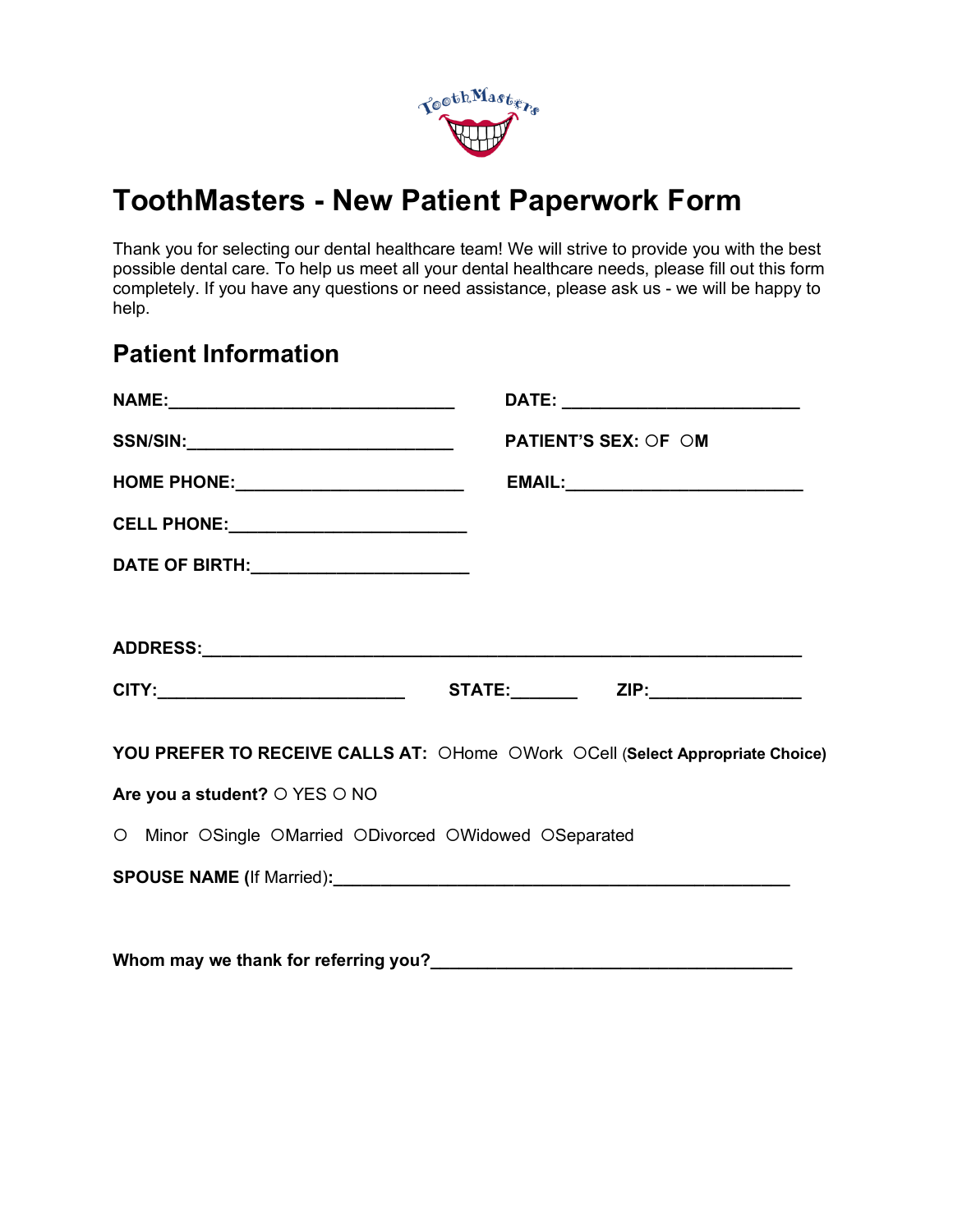# ToothMasters - New Patient Paperwork Form

Thank you for selecting our dental healthcare team! We will strive to provide you with the best possible dental care. To help us meet all your dental healthcare needs, please fill out this form completely. If you have any questions or need assistance, please ask us - we will be happy to help.

## Patient Information

**NAME:**______________________________ **DATE:** ________________________

**SSN/SIN:**___________________________ **PATIENT'S SEX:** ○**F** ○**M**

**HOME PHONE:**________________________ **EMAIL:**________________________

**CELL PHONE:**_________________________

**DATE OF BIRTH:**______________________

**ADDRESS:**______________________________________________________________

**CITY:**_________________________ **STATE:**_______ **ZIP:**________________

**YOU PREFER TO RECEIVE CALLS AT:** ○Home ○Work ○Cell (**Select Appropriate Choice)**

**Are you a student?** ○ YES ○ NO

○ Minor ○Single ○Married ○Divorced ○Widowed ○Separated

**SPOUSE NAME (**If Married)**:**_______________________________________________

**Whom may we thank for referring you?**_______________________________________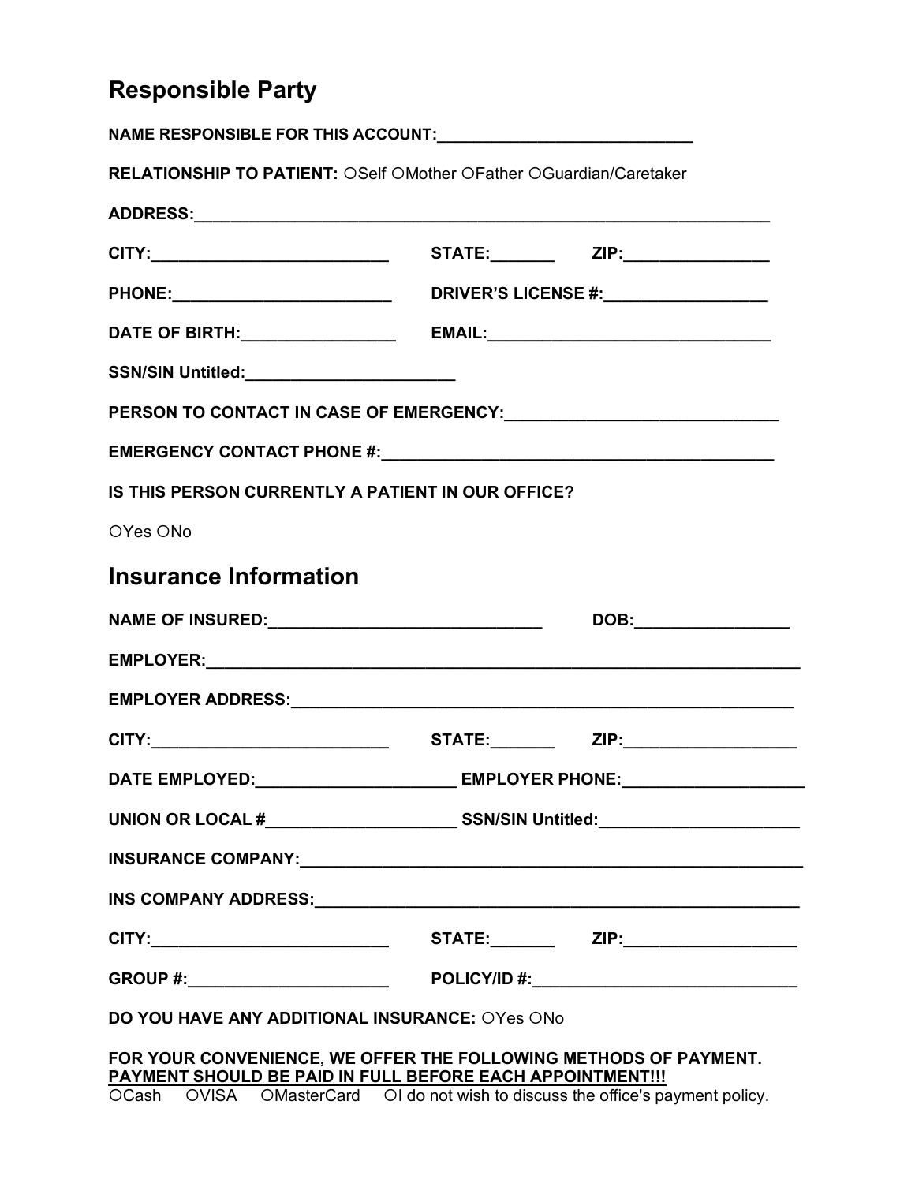## Responsible Party

**NAME RESPONSIBLE FOR THIS ACCOUNT:**_____________________________

**RELATIONSHIP TO PATIENT:** ○Self ○Mother ○Father ○Guardian/Caretaker

**ADDRESS:**_________________________________________________________________

**CITY:**__________________________ **STATE:**_______ **ZIP:**________________

**PHONE:**________________________ **DRIVER'S LICENSE #:**__________________

**DATE OF BIRTH:**_________________ **EMAIL:**________________________________

**SSN/SIN Untitled:**_______________________

**PERSON TO CONTACT IN CASE OF EMERGENCY:**______________________________

**EMERGENCY CONTACT PHONE #:**___________________________________________

**IS THIS PERSON CURRENTLY A PATIENT IN OUR OFFICE?**

○Yes ○No

## Insurance Information

**NAME OF INSURED:**______________________________ **DOB:**_________________

**EMPLOYER:**_________________________________________________________________

**EMPLOYER ADDRESS:**________________________________________________________

**CITY:**__________________________ **STATE:**_______ **ZIP:**___________________

**DATE EMPLOYED:**______________________ **EMPLOYER PHONE:**____________________

**UNION OR LOCAL #**_____________________ **SSN/SIN Untitled:**_____________________

**INSURANCE COMPANY:**_____________________________________________________

**INS COMPANY ADDRESS:**___________________________________________________

**CITY:**__________________________ **STATE:**_______ **ZIP:**___________________

**GROUP #:**______________________ **POLICY/ID #:**_____________________________

**DO YOU HAVE ANY ADDITIONAL INSURANCE:** ○Yes ○No

**FOR YOUR CONVENIENCE, WE OFFER THE FOLLOWING METHODS OF PAYMENT.**
**PAYMENT SHOULD BE PAID IN FULL BEFORE EACH APPOINTMENT!!!**

○Cash ○VISA ○MasterCard ○I do not wish to discuss the office's payment policy.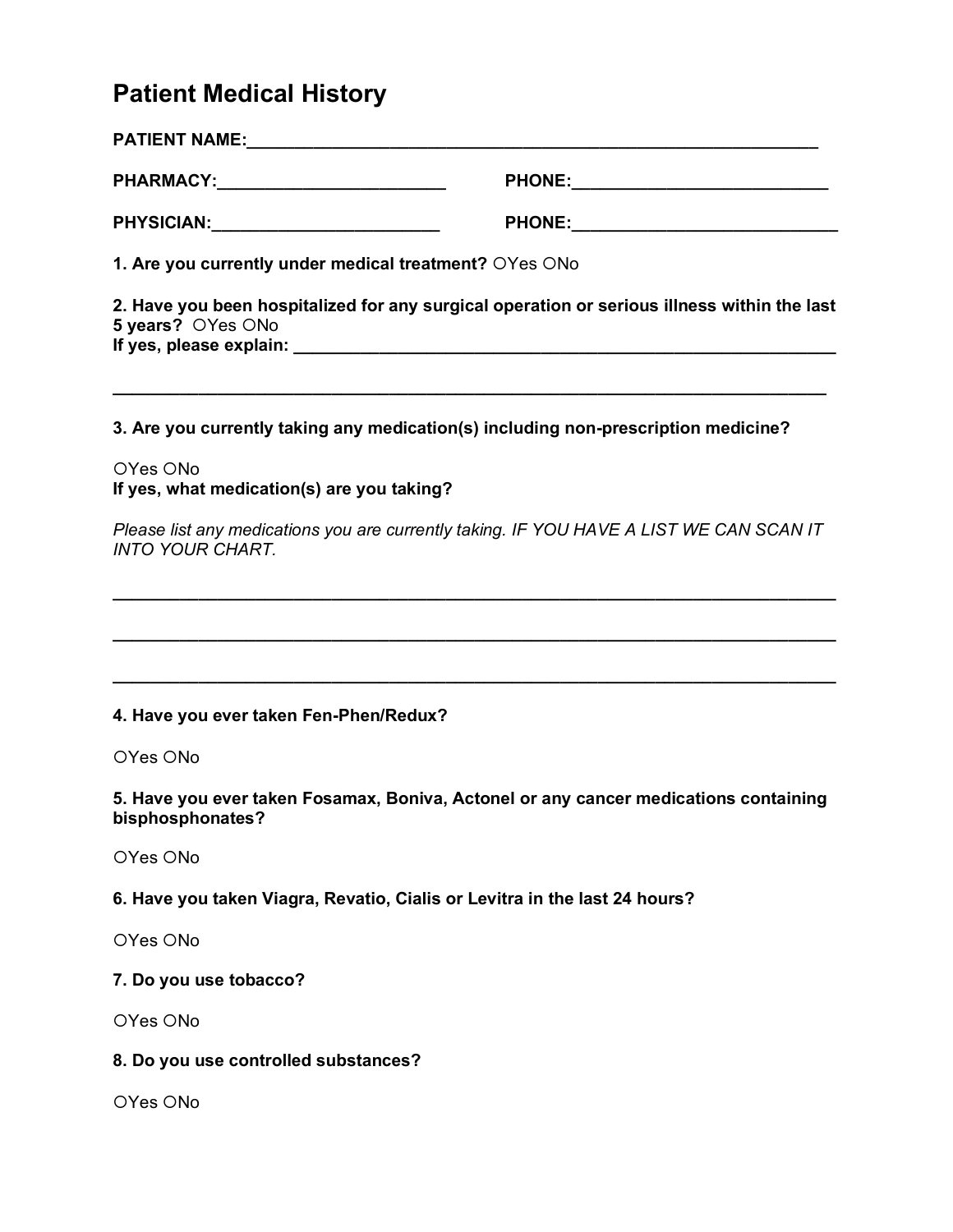# Patient Medical History

**PATIENT NAME:**_______________________________________________________________

**PHARMACY:**________________________ **PHONE:**___________________________

**PHYSICIAN:**________________________ **PHONE:**____________________________

**1. Are you currently under medical treatment?** ○Yes ○No

**2. Have you been hospitalized for any surgical operation or serious illness within the last 5 years?** ○Yes ○No
**If yes, please explain:** ___________________________________________________________

_____________________________________________________________________________

**3. Are you currently taking any medication(s) including non-prescription medicine?**

○Yes ○No
**If yes, what medication(s) are you taking?**

*Please list any medications you are currently taking. IF YOU HAVE A LIST WE CAN SCAN IT INTO YOUR CHART.*

_____________________________________________________________________________

_____________________________________________________________________________

_____________________________________________________________________________

**4. Have you ever taken Fen-Phen/Redux?**

○Yes ○No

**5. Have you ever taken Fosamax, Boniva, Actonel or any cancer medications containing bisphosphonates?**

○Yes ○No

**6. Have you taken Viagra, Revatio, Cialis or Levitra in the last 24 hours?**

○Yes ○No

**7. Do you use tobacco?**

○Yes ○No

**8. Do you use controlled substances?**

○Yes ○No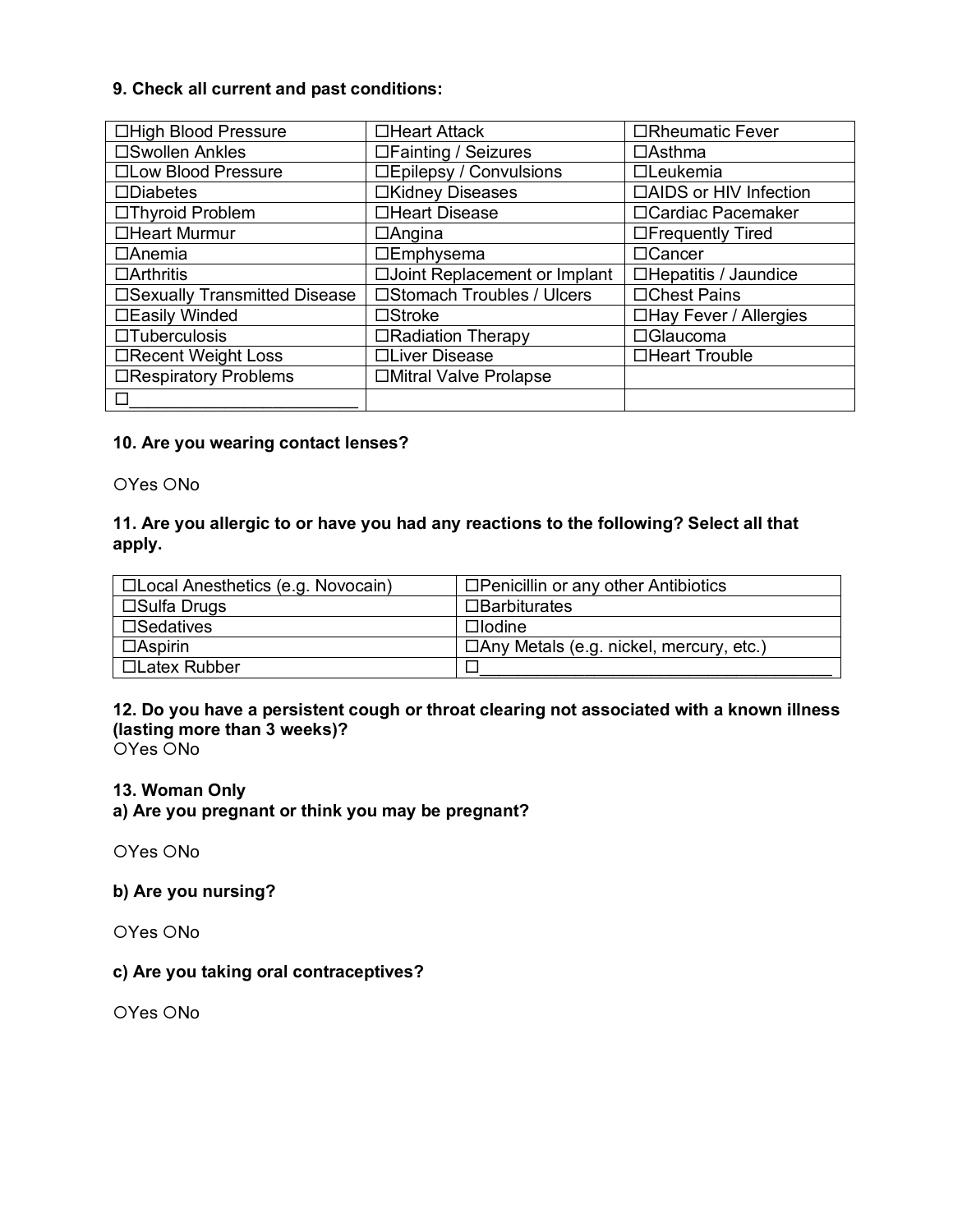**9. Check all current and past conditions:**

| | | |
|---|---|---|
| ☐High Blood Pressure | ☐Heart Attack | ☐Rheumatic Fever |
| ☐Swollen Ankles | ☐Fainting / Seizures | ☐Asthma |
| ☐Low Blood Pressure | ☐Epilepsy / Convulsions | ☐Leukemia |
| ☐Diabetes | ☐Kidney Diseases | ☐AIDS or HIV Infection |
| ☐Thyroid Problem | ☐Heart Disease | ☐Cardiac Pacemaker |
| ☐Heart Murmur | ☐Angina | ☐Frequently Tired |
| ☐Anemia | ☐Emphysema | ☐Cancer |
| ☐Arthritis | ☐Joint Replacement or Implant | ☐Hepatitis / Jaundice |
| ☐Sexually Transmitted Disease | ☐Stomach Troubles / Ulcers | ☐Chest Pains |
| ☐Easily Winded | ☐Stroke | ☐Hay Fever / Allergies |
| ☐Tuberculosis | ☐Radiation Therapy | ☐Glaucoma |
| ☐Recent Weight Loss | ☐Liver Disease | ☐Heart Trouble |
| ☐Respiratory Problems | ☐Mitral Valve Prolapse | |
| ☐________________________ | | |

**10. Are you wearing contact lenses?**

○Yes ○No

**11. Are you allergic to or have you had any reactions to the following? Select all that apply.**

| | |
|---|---|
| ☐Local Anesthetics (e.g. Novocain) | ☐Penicillin or any other Antibiotics |
| ☐Sulfa Drugs | ☐Barbiturates |
| ☐Sedatives | ☐Iodine |
| ☐Aspirin | ☐Any Metals (e.g. nickel, mercury, etc.) |
| ☐Latex Rubber | ☐______________________________________ |

**12. Do you have a persistent cough or throat clearing not associated with a known illness (lasting more than 3 weeks)?**

○Yes ○No

**13. Woman Only**

**a) Are you pregnant or think you may be pregnant?**

○Yes ○No

**b) Are you nursing?**

○Yes ○No

**c) Are you taking oral contraceptives?**

○Yes ○No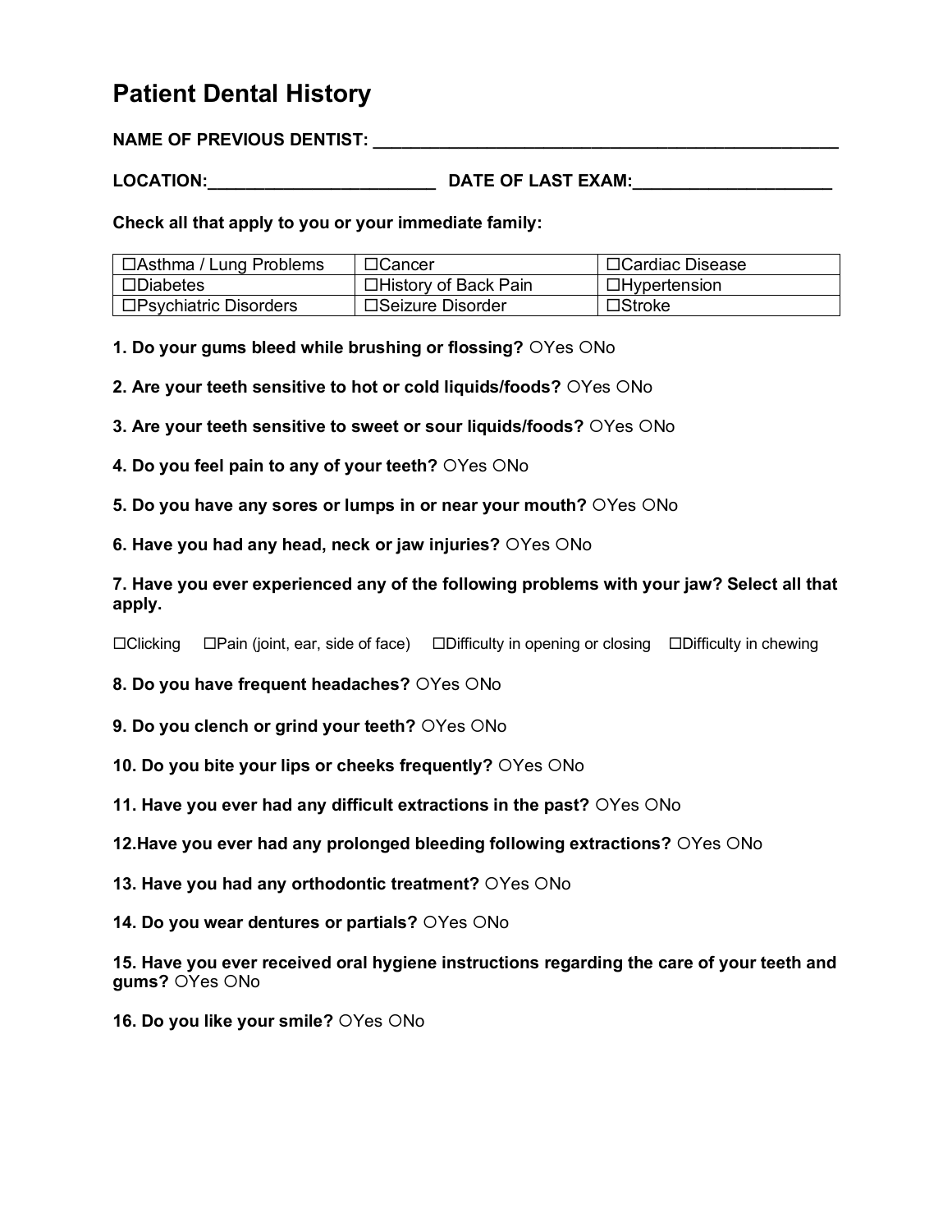# Patient Dental History

**NAME OF PREVIOUS DENTIST:** ___________________________________________________

**LOCATION:**________________________ **DATE OF LAST EXAM:**_____________________

**Check all that apply to you or your immediate family:**

| | | |
|---|---|---|
| ☐Asthma / Lung Problems | ☐Cancer | ☐Cardiac Disease |
| ☐Diabetes | ☐History of Back Pain | ☐Hypertension |
| ☐Psychiatric Disorders | ☐Seizure Disorder | ☐Stroke |

**1. Do your gums bleed while brushing or flossing?** ○Yes ○No

**2. Are your teeth sensitive to hot or cold liquids/foods?** ○Yes ○No

**3. Are your teeth sensitive to sweet or sour liquids/foods?** ○Yes ○No

**4. Do you feel pain to any of your teeth?** ○Yes ○No

**5. Do you have any sores or lumps in or near your mouth?** ○Yes ○No

**6. Have you had any head, neck or jaw injuries?** ○Yes ○No

**7. Have you ever experienced any of the following problems with your jaw? Select all that apply.**

☐Clicking ☐Pain (joint, ear, side of face) ☐Difficulty in opening or closing ☐Difficulty in chewing

**8. Do you have frequent headaches?** ○Yes ○No

**9. Do you clench or grind your teeth?** ○Yes ○No

**10. Do you bite your lips or cheeks frequently?** ○Yes ○No

**11. Have you ever had any difficult extractions in the past?** ○Yes ○No

**12.Have you ever had any prolonged bleeding following extractions?** ○Yes ○No

**13. Have you had any orthodontic treatment?** ○Yes ○No

**14. Do you wear dentures or partials?** ○Yes ○No

**15. Have you ever received oral hygiene instructions regarding the care of your teeth and gums?** ○Yes ○No

**16. Do you like your smile?** ○Yes ○No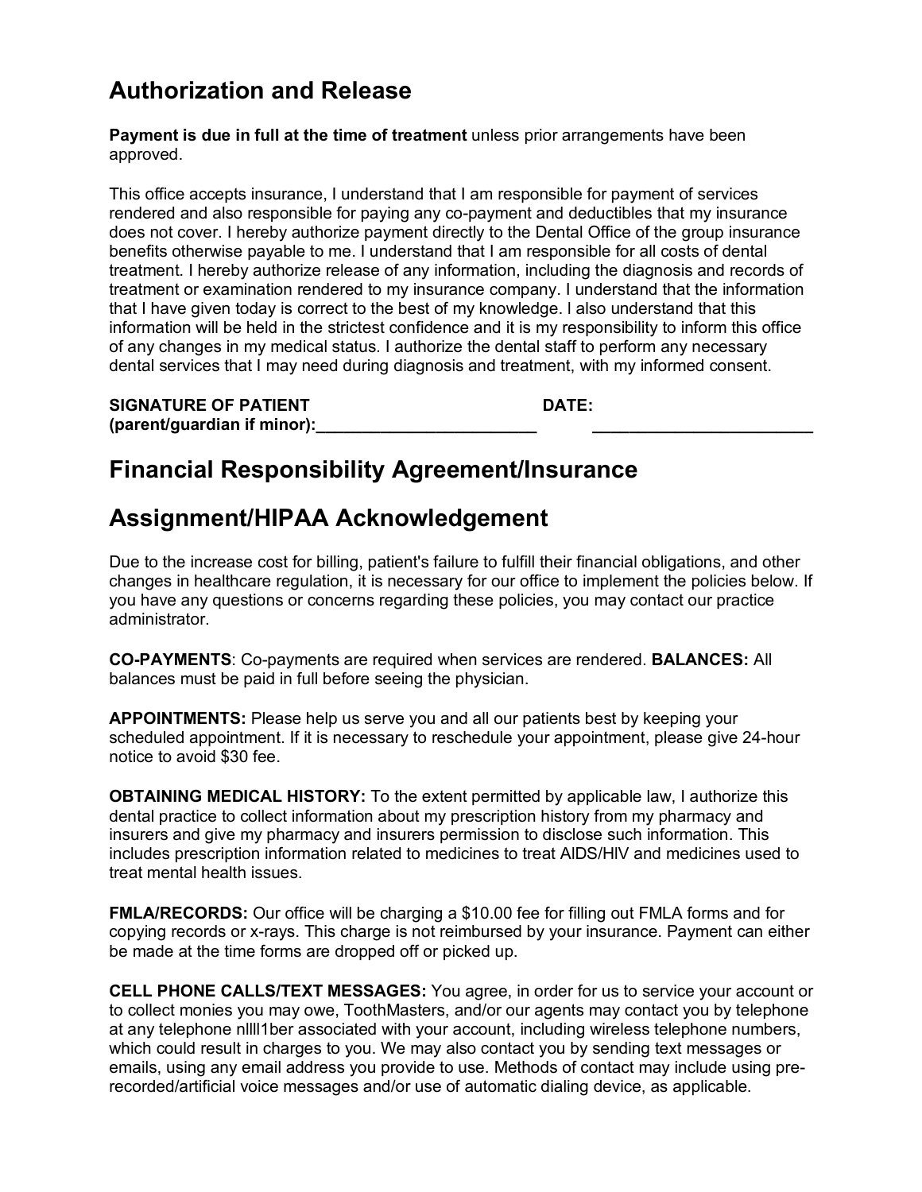# Authorization and Release

**Payment is due in full at the time of treatment** unless prior arrangements have been approved.

This office accepts insurance, I understand that I am responsible for payment of services rendered and also responsible for paying any co-payment and deductibles that my insurance does not cover. I hereby authorize payment directly to the Dental Office of the group insurance benefits otherwise payable to me. I understand that I am responsible for all costs of dental treatment. I hereby authorize release of any information, including the diagnosis and records of treatment or examination rendered to my insurance company. I understand that the information that I have given today is correct to the best of my knowledge. I also understand that this information will be held in the strictest confidence and it is my responsibility to inform this office of any changes in my medical status. I authorize the dental staff to perform any necessary dental services that I may need during diagnosis and treatment, with my informed consent.

**SIGNATURE OF PATIENT (parent/guardian if minor):________________________** **DATE:** ________________________

# Financial Responsibility Agreement/Insurance

# Assignment/HIPAA Acknowledgement

Due to the increase cost for billing, patient's failure to fulfill their financial obligations, and other changes in healthcare regulation, it is necessary for our office to implement the policies below. If you have any questions or concerns regarding these policies, you may contact our practice administrator.

**CO-PAYMENTS**: Co-payments are required when services are rendered. **BALANCES:** All balances must be paid in full before seeing the physician.

**APPOINTMENTS:** Please help us serve you and all our patients best by keeping your scheduled appointment. If it is necessary to reschedule your appointment, please give 24-hour notice to avoid $30 fee.

**OBTAINING MEDICAL HISTORY:** To the extent permitted by applicable law, I authorize this dental practice to collect information about my prescription history from my pharmacy and insurers and give my pharmacy and insurers permission to disclose such information. This includes prescription information related to medicines to treat AIDS/HIV and medicines used to treat mental health issues.

**FMLA/RECORDS:** Our office will be charging a $10.00 fee for filling out FMLA forms and for copying records or x-rays. This charge is not reimbursed by your insurance. Payment can either be made at the time forms are dropped off or picked up.

**CELL PHONE CALLS/TEXT MESSAGES:** You agree, in order for us to service your account or to collect monies you may owe, ToothMasters, and/or our agents may contact you by telephone at any telephone nllll1ber associated with your account, including wireless telephone numbers, which could result in charges to you. We may also contact you by sending text messages or emails, using any email address you provide to use. Methods of contact may include using pre-recorded/artificial voice messages and/or use of automatic dialing device, as applicable.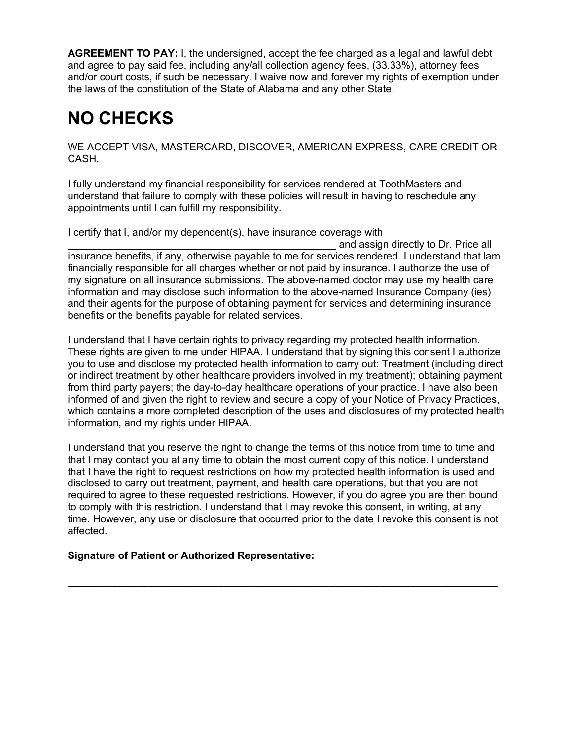**AGREEMENT TO PAY:** I, the undersigned, accept the fee charged as a legal and lawful debt and agree to pay said fee, including any/all collection agency fees, (33.33%), attorney fees and/or court costs, if such be necessary. I waive now and forever my rights of exemption under the laws of the constitution of the State of Alabama and any other State.

# NO CHECKS

WE ACCEPT VISA, MASTERCARD, DISCOVER, AMERICAN EXPRESS, CARE CREDIT OR CASH.

I fully understand my financial responsibility for services rendered at ToothMasters and understand that failure to comply with these policies will result in having to reschedule any appointments until I can fulfill my responsibility.

I certify that I, and/or my dependent(s), have insurance coverage with _______________________________________________ and assign directly to Dr. Price all insurance benefits, if any, otherwise payable to me for services rendered. I understand that lam financially responsible for all charges whether or not paid by insurance. I authorize the use of my signature on all insurance submissions. The above-named doctor may use my health care information and may disclose such information to the above-named Insurance Company (ies) and their agents for the purpose of obtaining payment for services and determining insurance benefits or the benefits payable for related services.

I understand that I have certain rights to privacy regarding my protected health information. These rights are given to me under HIPAA. I understand that by signing this consent I authorize you to use and disclose my protected health information to carry out: Treatment (including direct or indirect treatment by other healthcare providers involved in my treatment); obtaining payment from third party payers; the day-to-day healthcare operations of your practice. I have also been informed of and given the right to review and secure a copy of your Notice of Privacy Practices, which contains a more completed description of the uses and disclosures of my protected health information, and my rights under HIPAA.

I understand that you reserve the right to change the terms of this notice from time to time and that I may contact you at any time to obtain the most current copy of this notice. I understand that I have the right to request restrictions on how my protected health information is used and disclosed to carry out treatment, payment, and health care operations, but that you are not required to agree to these requested restrictions. However, if you do agree you are then bound to comply with this restriction. I understand that I may revoke this consent, in writing, at any time. However, any use or disclosure that occurred prior to the date I revoke this consent is not affected.

**Signature of Patient or Authorized Representative:**

________________________________________________________________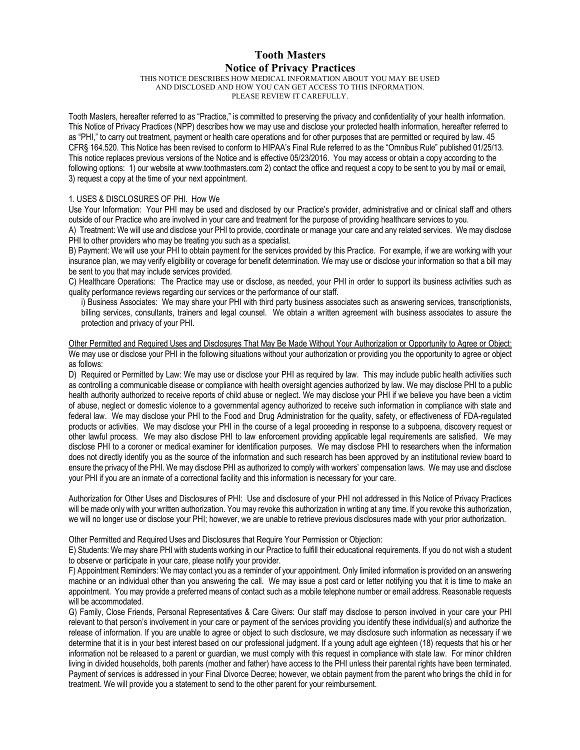# Tooth Masters

## Notice of Privacy Practices

THIS NOTICE DESCRIBES HOW MEDICAL INFORMATION ABOUT YOU MAY BE USED AND DISCLOSED AND HOW YOU CAN GET ACCESS TO THIS INFORMATION. PLEASE REVIEW IT CAREFULLY.

Tooth Masters, hereafter referred to as "Practice," is committed to preserving the privacy and confidentiality of your health information. This Notice of Privacy Practices (NPP) describes how we may use and disclose your protected health information, hereafter referred to as "PHI," to carry out treatment, payment or health care operations and for other purposes that are permitted or required by law. 45 CFR§ 164.520. This Notice has been revised to conform to HIPAA's Final Rule referred to as the "Omnibus Rule" published 01/25/13. This notice replaces previous versions of the Notice and is effective 05/23/2016. You may access or obtain a copy according to the following options: 1) our website at www.toothmasters.com 2) contact the office and request a copy to be sent to you by mail or email, 3) request a copy at the time of your next appointment.

1. USES & DISCLOSURES OF PHI. How We Use Your Information: Your PHI may be used and disclosed by our Practice's provider, administrative and or clinical staff and others outside of our Practice who are involved in your care and treatment for the purpose of providing healthcare services to you.

A) Treatment: We will use and disclose your PHI to provide, coordinate or manage your care and any related services. We may disclose PHI to other providers who may be treating you such as a specialist.

B) Payment: We will use your PHI to obtain payment for the services provided by this Practice. For example, if we are working with your insurance plan, we may verify eligibility or coverage for benefit determination. We may use or disclose your information so that a bill may be sent to you that may include services provided.

C) Healthcare Operations: The Practice may use or disclose, as needed, your PHI in order to support its business activities such as quality performance reviews regarding our services or the performance of our staff.

i) Business Associates: We may share your PHI with third party business associates such as answering services, transcriptionists, billing services, consultants, trainers and legal counsel. We obtain a written agreement with business associates to assure the protection and privacy of your PHI.

Other Permitted and Required Uses and Disclosures That May Be Made Without Your Authorization or Opportunity to Agree or Object: We may use or disclose your PHI in the following situations without your authorization or providing you the opportunity to agree or object as follows:

D) Required or Permitted by Law: We may use or disclose your PHI as required by law. This may include public health activities such as controlling a communicable disease or compliance with health oversight agencies authorized by law. We may disclose PHI to a public health authority authorized to receive reports of child abuse or neglect. We may disclose your PHI if we believe you have been a victim of abuse, neglect or domestic violence to a governmental agency authorized to receive such information in compliance with state and federal law. We may disclose your PHI to the Food and Drug Administration for the quality, safety, or effectiveness of FDA-regulated products or activities. We may disclose your PHI in the course of a legal proceeding in response to a subpoena, discovery request or other lawful process. We may also disclose PHI to law enforcement providing applicable legal requirements are satisfied. We may disclose PHI to a coroner or medical examiner for identification purposes. We may disclose PHI to researchers when the information does not directly identify you as the source of the information and such research has been approved by an institutional review board to ensure the privacy of the PHI. We may disclose PHI as authorized to comply with workers' compensation laws. We may use and disclose your PHI if you are an inmate of a correctional facility and this information is necessary for your care.

Authorization for Other Uses and Disclosures of PHI: Use and disclosure of your PHI not addressed in this Notice of Privacy Practices will be made only with your written authorization. You may revoke this authorization in writing at any time. If you revoke this authorization, we will no longer use or disclose your PHI; however, we are unable to retrieve previous disclosures made with your prior authorization.

Other Permitted and Required Uses and Disclosures that Require Your Permission or Objection:

E) Students: We may share PHI with students working in our Practice to fulfill their educational requirements. If you do not wish a student to observe or participate in your care, please notify your provider.

F) Appointment Reminders: We may contact you as a reminder of your appointment. Only limited information is provided on an answering machine or an individual other than you answering the call. We may issue a post card or letter notifying you that it is time to make an appointment. You may provide a preferred means of contact such as a mobile telephone number or email address. Reasonable requests will be accommodated.

G) Family, Close Friends, Personal Representatives & Care Givers: Our staff may disclose to person involved in your care your PHI relevant to that person's involvement in your care or payment of the services providing you identify these individual(s) and authorize the release of information. If you are unable to agree or object to such disclosure, we may disclosure such information as necessary if we determine that it is in your best interest based on our professional judgment. If a young adult age eighteen (18) requests that his or her information not be released to a parent or guardian, we must comply with this request in compliance with state law. For minor children living in divided households, both parents (mother and father) have access to the PHI unless their parental rights have been terminated. Payment of services is addressed in your Final Divorce Decree; however, we obtain payment from the parent who brings the child in for treatment. We will provide you a statement to send to the other parent for your reimbursement.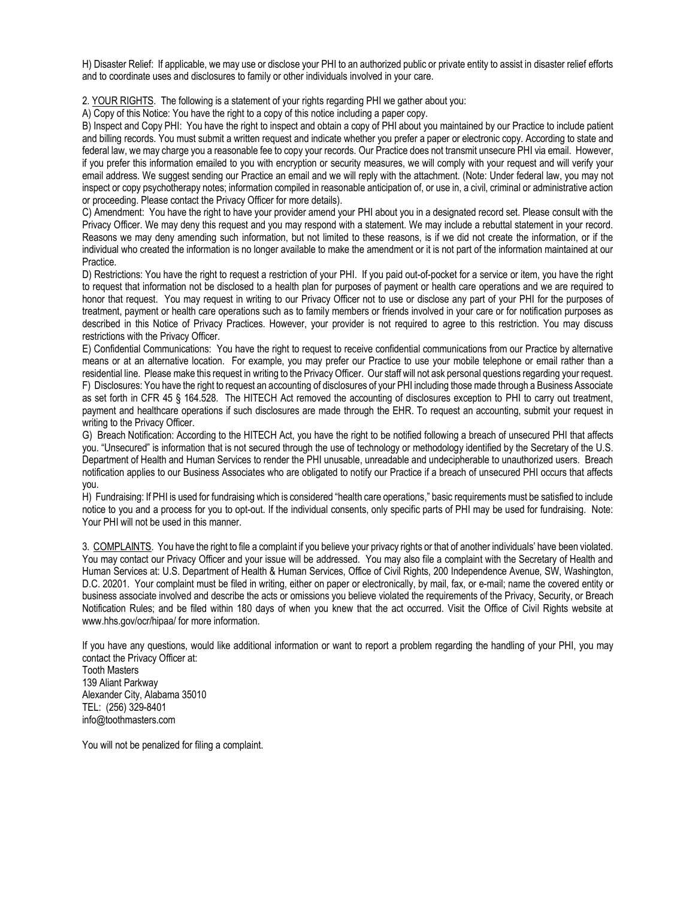H) Disaster Relief: If applicable, we may use or disclose your PHI to an authorized public or private entity to assist in disaster relief efforts and to coordinate uses and disclosures to family or other individuals involved in your care.

2. YOUR RIGHTS. The following is a statement of your rights regarding PHI we gather about you:

A) Copy of this Notice: You have the right to a copy of this notice including a paper copy.

B) Inspect and Copy PHI: You have the right to inspect and obtain a copy of PHI about you maintained by our Practice to include patient and billing records. You must submit a written request and indicate whether you prefer a paper or electronic copy. According to state and federal law, we may charge you a reasonable fee to copy your records. Our Practice does not transmit unsecure PHI via email. However, if you prefer this information emailed to you with encryption or security measures, we will comply with your request and will verify your email address. We suggest sending our Practice an email and we will reply with the attachment. (Note: Under federal law, you may not inspect or copy psychotherapy notes; information compiled in reasonable anticipation of, or use in, a civil, criminal or administrative action or proceeding. Please contact the Privacy Officer for more details).

C) Amendment: You have the right to have your provider amend your PHI about you in a designated record set. Please consult with the Privacy Officer. We may deny this request and you may respond with a statement. We may include a rebuttal statement in your record. Reasons we may deny amending such information, but not limited to these reasons, is if we did not create the information, or if the individual who created the information is no longer available to make the amendment or it is not part of the information maintained at our Practice.

D) Restrictions: You have the right to request a restriction of your PHI. If you paid out-of-pocket for a service or item, you have the right to request that information not be disclosed to a health plan for purposes of payment or health care operations and we are required to honor that request. You may request in writing to our Privacy Officer not to use or disclose any part of your PHI for the purposes of treatment, payment or health care operations such as to family members or friends involved in your care or for notification purposes as described in this Notice of Privacy Practices. However, your provider is not required to agree to this restriction. You may discuss restrictions with the Privacy Officer.

E) Confidential Communications: You have the right to request to receive confidential communications from our Practice by alternative means or at an alternative location. For example, you may prefer our Practice to use your mobile telephone or email rather than a residential line. Please make this request in writing to the Privacy Officer. Our staff will not ask personal questions regarding your request.

F) Disclosures: You have the right to request an accounting of disclosures of your PHI including those made through a Business Associate as set forth in CFR 45 § 164.528. The HITECH Act removed the accounting of disclosures exception to PHI to carry out treatment, payment and healthcare operations if such disclosures are made through the EHR. To request an accounting, submit your request in writing to the Privacy Officer.

G) Breach Notification: According to the HITECH Act, you have the right to be notified following a breach of unsecured PHI that affects you. "Unsecured" is information that is not secured through the use of technology or methodology identified by the Secretary of the U.S. Department of Health and Human Services to render the PHI unusable, unreadable and undecipherable to unauthorized users. Breach notification applies to our Business Associates who are obligated to notify our Practice if a breach of unsecured PHI occurs that affects you.

H) Fundraising: If PHI is used for fundraising which is considered "health care operations," basic requirements must be satisfied to include notice to you and a process for you to opt-out. If the individual consents, only specific parts of PHI may be used for fundraising. Note: Your PHI will not be used in this manner.

3. COMPLAINTS. You have the right to file a complaint if you believe your privacy rights or that of another individuals' have been violated. You may contact our Privacy Officer and your issue will be addressed. You may also file a complaint with the Secretary of Health and Human Services at: U.S. Department of Health & Human Services, Office of Civil Rights, 200 Independence Avenue, SW, Washington, D.C. 20201. Your complaint must be filed in writing, either on paper or electronically, by mail, fax, or e-mail; name the covered entity or business associate involved and describe the acts or omissions you believe violated the requirements of the Privacy, Security, or Breach Notification Rules; and be filed within 180 days of when you knew that the act occurred. Visit the Office of Civil Rights website at www.hhs.gov/ocr/hipaa/ for more information.

If you have any questions, would like additional information or want to report a problem regarding the handling of your PHI, you may contact the Privacy Officer at:
Tooth Masters
139 Aliant Parkway
Alexander City, Alabama 35010
TEL: (256) 329-8401
info@toothmasters.com

You will not be penalized for filing a complaint.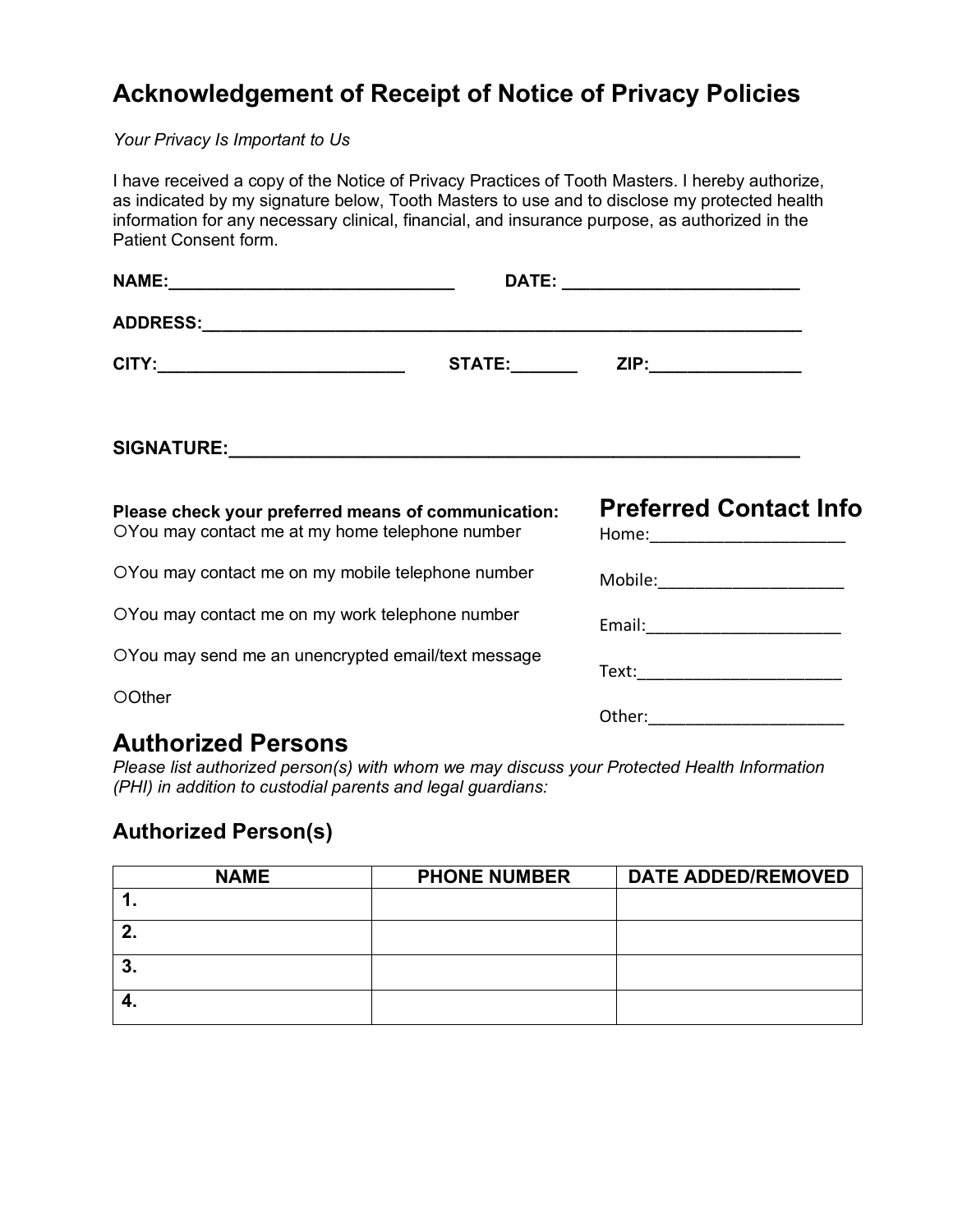# Acknowledgement of Receipt of Notice of Privacy Policies

*Your Privacy Is Important to Us*

I have received a copy of the Notice of Privacy Practices of Tooth Masters. I hereby authorize, as indicated by my signature below, Tooth Masters to use and to disclose my protected health information for any necessary clinical, financial, and insurance purpose, as authorized in the Patient Consent form.

**NAME:**______________________________ **DATE:** _________________________

**ADDRESS:**_________________________________________________________________

**CITY:**__________________________ **STATE:**_______ **ZIP:**________________

**SIGNATURE:**_______________________________________________________

**Please check your preferred means of communication:**

○You may contact me at my home telephone number

○You may contact me on my mobile telephone number

○You may contact me on my work telephone number

○You may send me an unencrypted email/text message

○Other

## Preferred Contact Info

Home:_____________________

Mobile:____________________

Email:_____________________

Text:______________________

Other:_____________________

## Authorized Persons

*Please list authorized person(s) with whom we may discuss your Protected Health Information (PHI) in addition to custodial parents and legal guardians:*

### Authorized Person(s)

| NAME | PHONE NUMBER | DATE ADDED/REMOVED |
|---|---|---|
| **1.** | | |
| **2.** | | |
| **3.** | | |
| **4.** | | |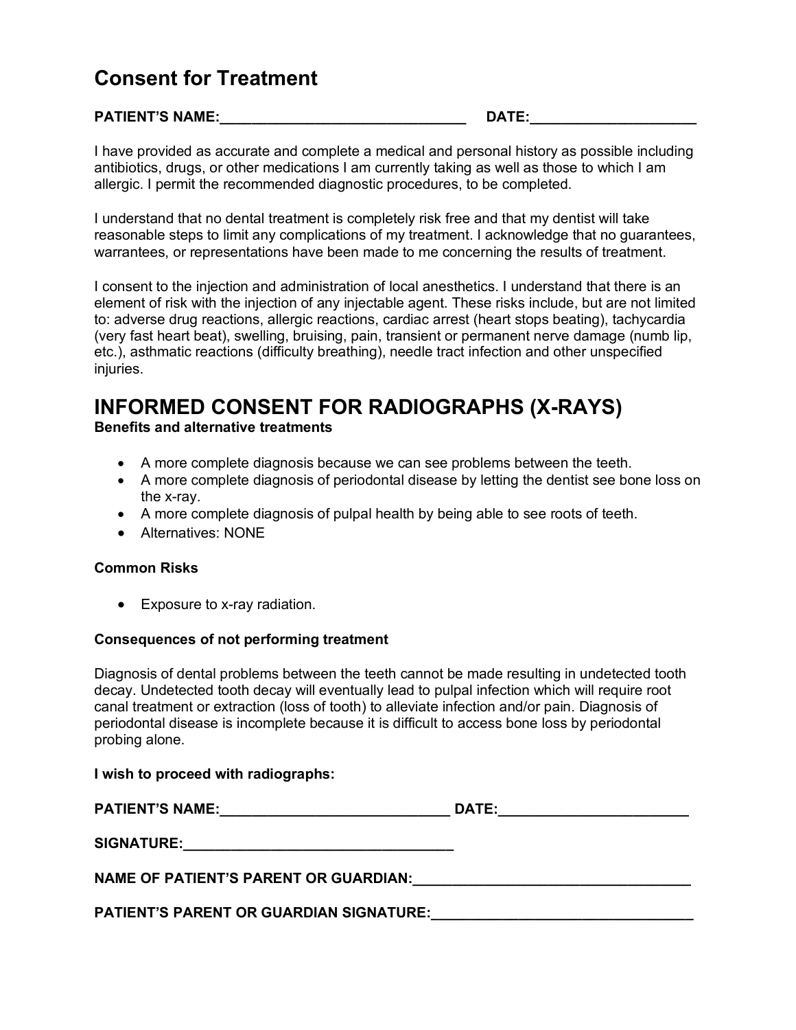# Consent for Treatment

**PATIENT'S NAME:_______________________________ DATE:____________________**

I have provided as accurate and complete a medical and personal history as possible including antibiotics, drugs, or other medications I am currently taking as well as those to which I am allergic. I permit the recommended diagnostic procedures, to be completed.

I understand that no dental treatment is completely risk free and that my dentist will take reasonable steps to limit any complications of my treatment. I acknowledge that no guarantees, warrantees, or representations have been made to me concerning the results of treatment.

I consent to the injection and administration of local anesthetics. I understand that there is an element of risk with the injection of any injectable agent. These risks include, but are not limited to: adverse drug reactions, allergic reactions, cardiac arrest (heart stops beating), tachycardia (very fast heart beat), swelling, bruising, pain, transient or permanent nerve damage (numb lip, etc.), asthmatic reactions (difficulty breathing), needle tract infection and other unspecified injuries.

# INFORMED CONSENT FOR RADIOGRAPHS (X-RAYS)

**Benefits and alternative treatments**

- A more complete diagnosis because we can see problems between the teeth.
- A more complete diagnosis of periodontal disease by letting the dentist see bone loss on the x-ray.
- A more complete diagnosis of pulpal health by being able to see roots of teeth.
- Alternatives: NONE

**Common Risks**

- Exposure to x-ray radiation.

**Consequences of not performing treatment**

Diagnosis of dental problems between the teeth cannot be made resulting in undetected tooth decay. Undetected tooth decay will eventually lead to pulpal infection which will require root canal treatment or extraction (loss of tooth) to alleviate infection and/or pain. Diagnosis of periodontal disease is incomplete because it is difficult to access bone loss by periodontal probing alone.

**I wish to proceed with radiographs:**

**PATIENT'S NAME:_____________________________ DATE:________________________**

**SIGNATURE:___________________________________**

**NAME OF PATIENT'S PARENT OR GUARDIAN:___________________________________**

**PATIENT'S PARENT OR GUARDIAN SIGNATURE:_________________________________**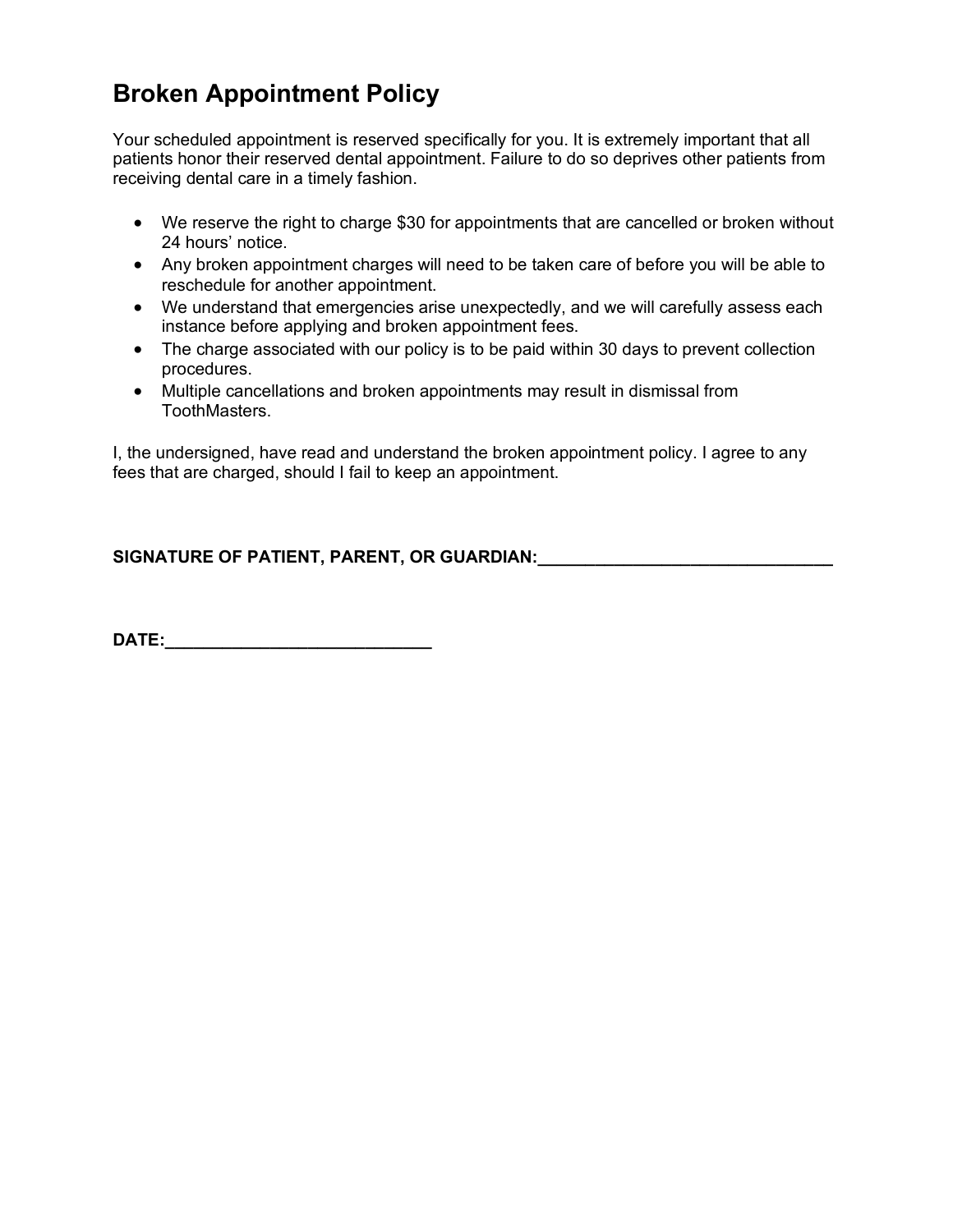# Broken Appointment Policy

Your scheduled appointment is reserved specifically for you. It is extremely important that all patients honor their reserved dental appointment. Failure to do so deprives other patients from receiving dental care in a timely fashion.

- We reserve the right to charge $30 for appointments that are cancelled or broken without 24 hours' notice.
- Any broken appointment charges will need to be taken care of before you will be able to reschedule for another appointment.
- We understand that emergencies arise unexpectedly, and we will carefully assess each instance before applying and broken appointment fees.
- The charge associated with our policy is to be paid within 30 days to prevent collection procedures.
- Multiple cancellations and broken appointments may result in dismissal from ToothMasters.

I, the undersigned, have read and understand the broken appointment policy. I agree to any fees that are charged, should I fail to keep an appointment.

**SIGNATURE OF PATIENT, PARENT, OR GUARDIAN:________________________________**

**DATE:____________________________**